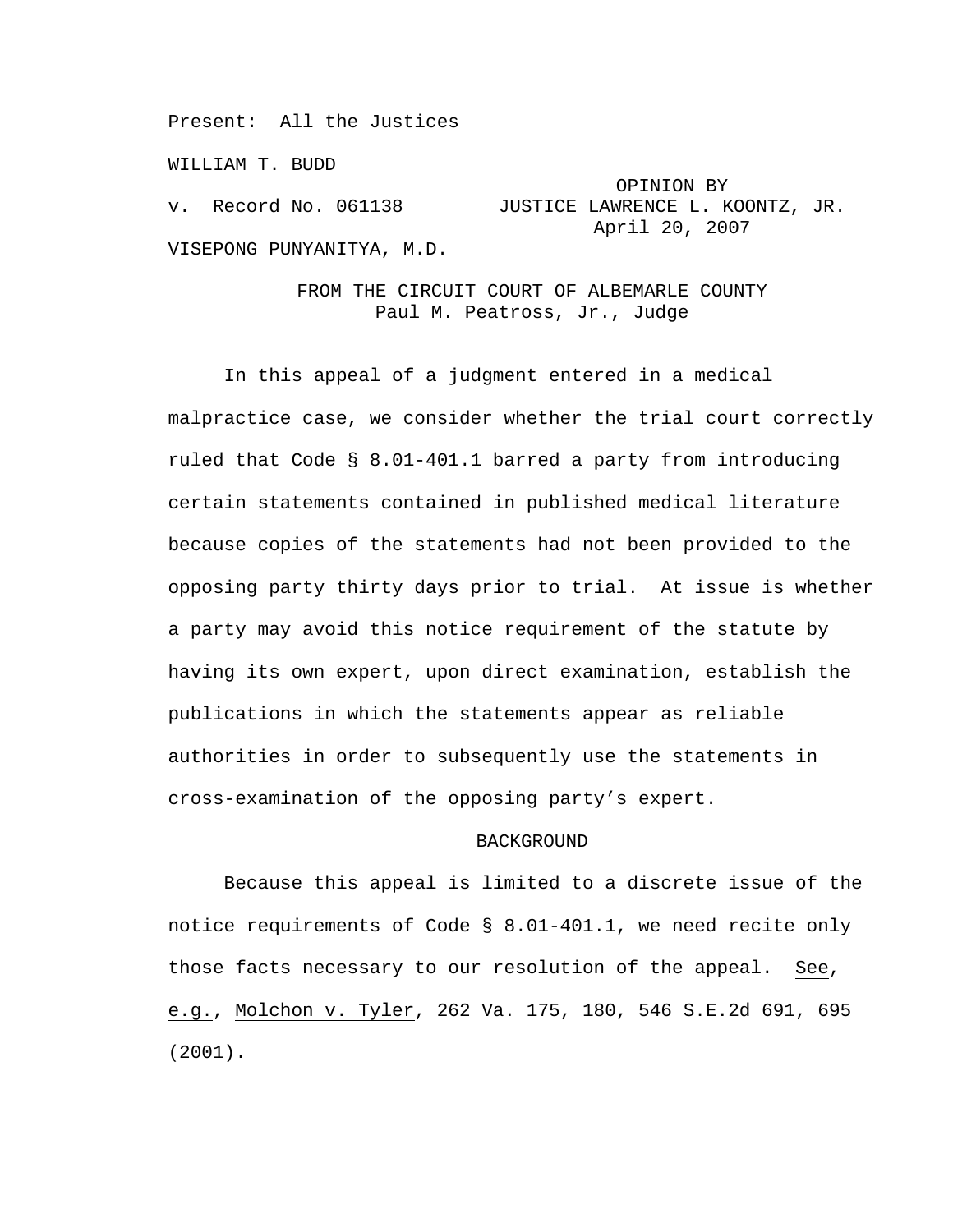Present: All the Justices

WILLIAM T. BUDD

v. Record No. 061138

OPINION BY JUSTICE LAWRENCE L. KOONTZ, JR.
April 20, 2007

VISEPONG PUNYANITYA, M.D.

FROM THE CIRCUIT COURT OF ALBEMARLE COUNTY
Paul M. Peatross, Jr., Judge

In this appeal of a judgment entered in a medical malpractice case, we consider whether the trial court correctly ruled that Code § 8.01-401.1 barred a party from introducing certain statements contained in published medical literature because copies of the statements had not been provided to the opposing party thirty days prior to trial. At issue is whether a party may avoid this notice requirement of the statute by having its own expert, upon direct examination, establish the publications in which the statements appear as reliable authorities in order to subsequently use the statements in cross-examination of the opposing party's expert.

## BACKGROUND

Because this appeal is limited to a discrete issue of the notice requirements of Code § 8.01-401.1, we need recite only those facts necessary to our resolution of the appeal. <u>See</u>, <u>e.g.</u>, <u>Molchon v. Tyler</u>, 262 Va. 175, 180, 546 S.E.2d 691, 695 (2001).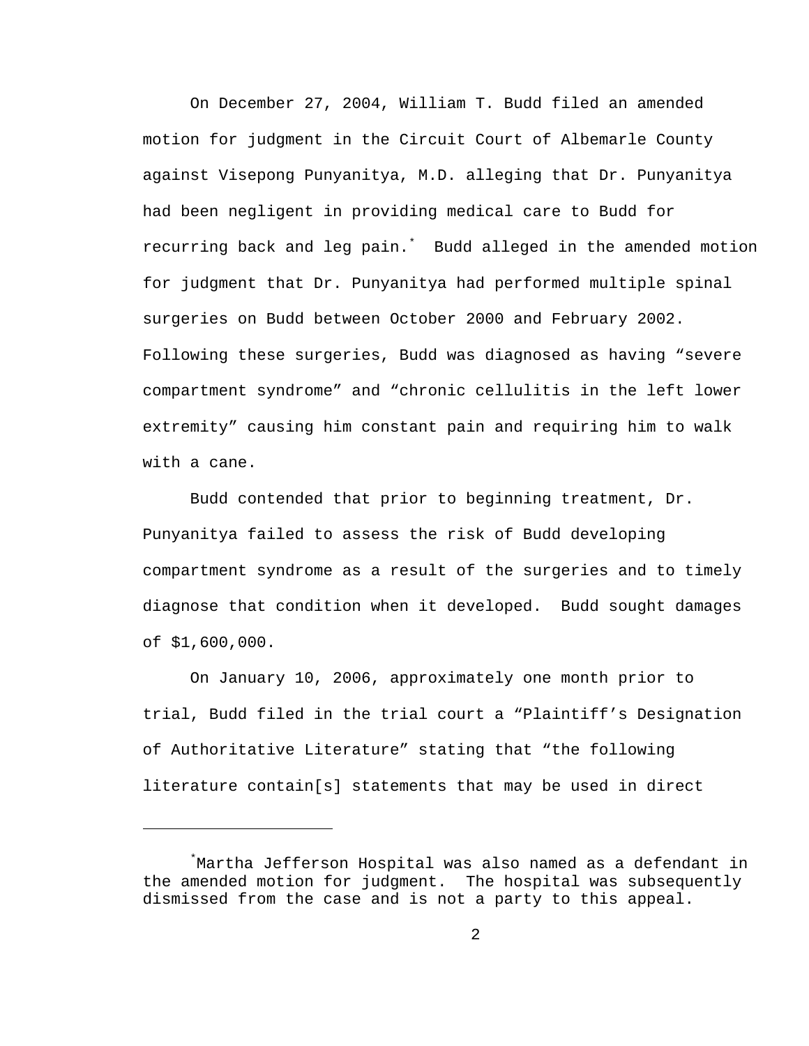On December 27, 2004, William T. Budd filed an amended motion for judgment in the Circuit Court of Albemarle County against Visepong Punyanitya, M.D. alleging that Dr. Punyanitya had been negligent in providing medical care to Budd for recurring back and leg pain.[*] Budd alleged in the amended motion for judgment that Dr. Punyanitya had performed multiple spinal surgeries on Budd between October 2000 and February 2002. Following these surgeries, Budd was diagnosed as having “severe compartment syndrome” and “chronic cellulitis in the left lower extremity” causing him constant pain and requiring him to walk with a cane.

Budd contended that prior to beginning treatment, Dr. Punyanitya failed to assess the risk of Budd developing compartment syndrome as a result of the surgeries and to timely diagnose that condition when it developed. Budd sought damages of $1,600,000.

On January 10, 2006, approximately one month prior to trial, Budd filed in the trial court a “Plaintiff’s Designation of Authoritative Literature” stating that “the following literature contain[s] statements that may be used in direct

---

[*] Martha Jefferson Hospital was also named as a defendant in the amended motion for judgment. The hospital was subsequently dismissed from the case and is not a party to this appeal.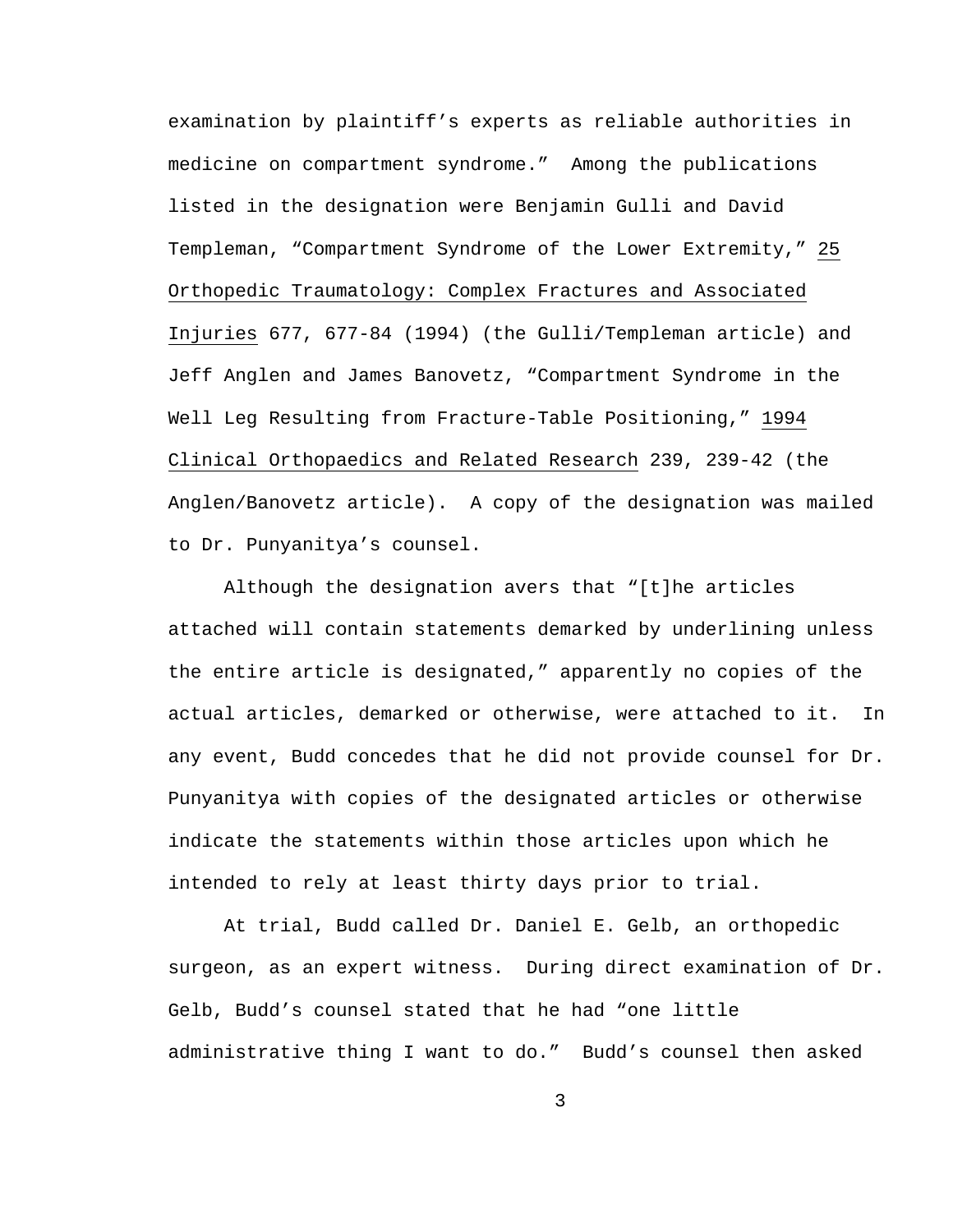examination by plaintiff's experts as reliable authorities in medicine on compartment syndrome." Among the publications listed in the designation were Benjamin Gulli and David Templeman, "Compartment Syndrome of the Lower Extremity," 25 Orthopedic Traumatology: Complex Fractures and Associated Injuries 677, 677-84 (1994) (the Gulli/Templeman article) and Jeff Anglen and James Banovetz, "Compartment Syndrome in the Well Leg Resulting from Fracture-Table Positioning," 1994 Clinical Orthopaedics and Related Research 239, 239-42 (the Anglen/Banovetz article). A copy of the designation was mailed to Dr. Punyanitya's counsel.

Although the designation avers that "[t]he articles attached will contain statements demarked by underlining unless the entire article is designated," apparently no copies of the actual articles, demarked or otherwise, were attached to it. In any event, Budd concedes that he did not provide counsel for Dr. Punyanitya with copies of the designated articles or otherwise indicate the statements within those articles upon which he intended to rely at least thirty days prior to trial.

At trial, Budd called Dr. Daniel E. Gelb, an orthopedic surgeon, as an expert witness. During direct examination of Dr. Gelb, Budd's counsel stated that he had "one little administrative thing I want to do." Budd's counsel then asked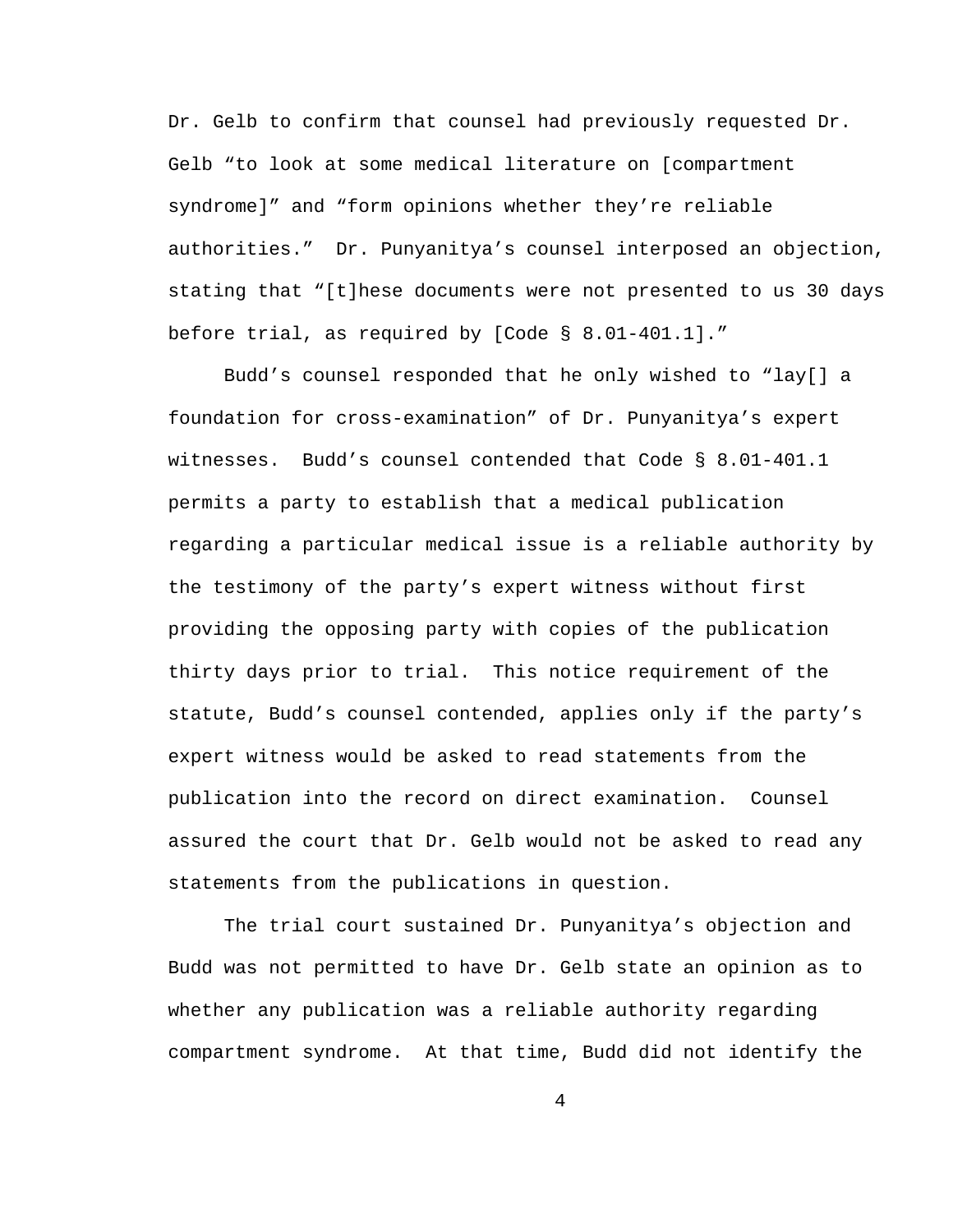Dr. Gelb to confirm that counsel had previously requested Dr. Gelb "to look at some medical literature on [compartment syndrome]" and "form opinions whether they're reliable authorities." Dr. Punyanitya's counsel interposed an objection, stating that "[t]hese documents were not presented to us 30 days before trial, as required by [Code § 8.01-401.1]."

Budd's counsel responded that he only wished to "lay[] a foundation for cross-examination" of Dr. Punyanitya's expert witnesses. Budd's counsel contended that Code § 8.01-401.1 permits a party to establish that a medical publication regarding a particular medical issue is a reliable authority by the testimony of the party's expert witness without first providing the opposing party with copies of the publication thirty days prior to trial. This notice requirement of the statute, Budd's counsel contended, applies only if the party's expert witness would be asked to read statements from the publication into the record on direct examination. Counsel assured the court that Dr. Gelb would not be asked to read any statements from the publications in question.

The trial court sustained Dr. Punyanitya's objection and Budd was not permitted to have Dr. Gelb state an opinion as to whether any publication was a reliable authority regarding compartment syndrome. At that time, Budd did not identify the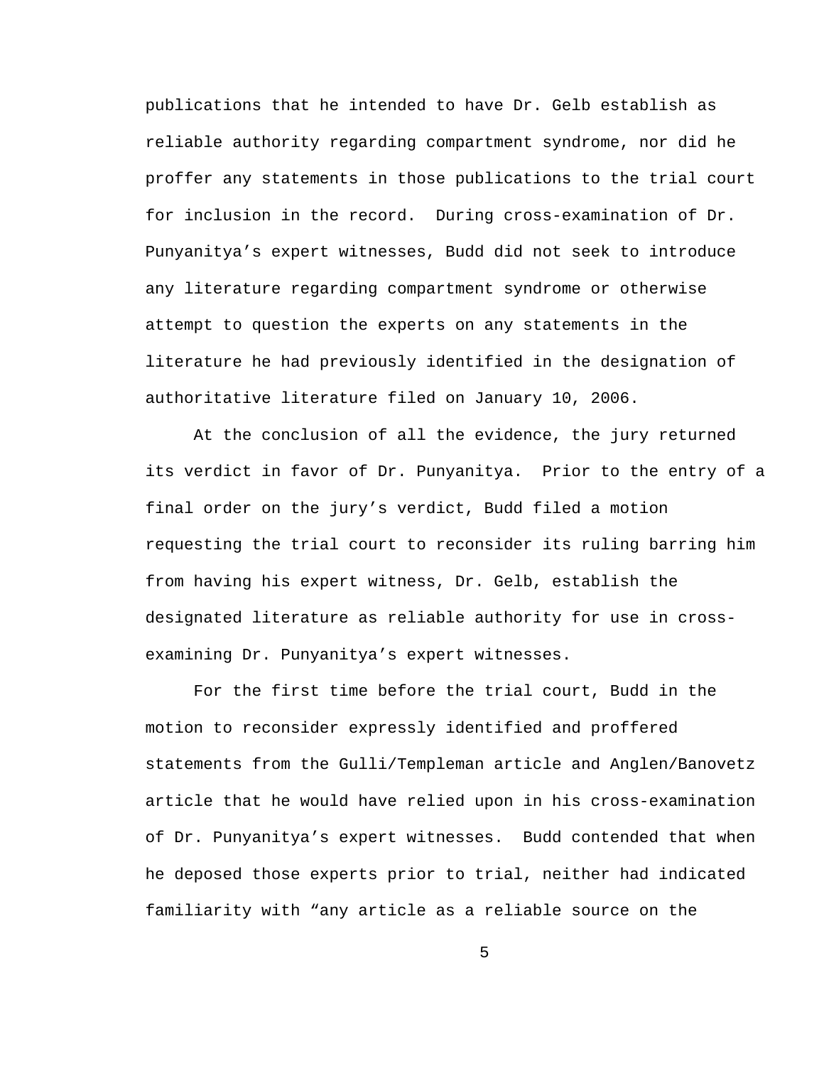publications that he intended to have Dr. Gelb establish as reliable authority regarding compartment syndrome, nor did he proffer any statements in those publications to the trial court for inclusion in the record. During cross-examination of Dr. Punyanitya's expert witnesses, Budd did not seek to introduce any literature regarding compartment syndrome or otherwise attempt to question the experts on any statements in the literature he had previously identified in the designation of authoritative literature filed on January 10, 2006.

At the conclusion of all the evidence, the jury returned its verdict in favor of Dr. Punyanitya. Prior to the entry of a final order on the jury's verdict, Budd filed a motion requesting the trial court to reconsider its ruling barring him from having his expert witness, Dr. Gelb, establish the designated literature as reliable authority for use in cross-examining Dr. Punyanitya's expert witnesses.

For the first time before the trial court, Budd in the motion to reconsider expressly identified and proffered statements from the Gulli/Templeman article and Anglen/Banovetz article that he would have relied upon in his cross-examination of Dr. Punyanitya's expert witnesses. Budd contended that when he deposed those experts prior to trial, neither had indicated familiarity with "any article as a reliable source on the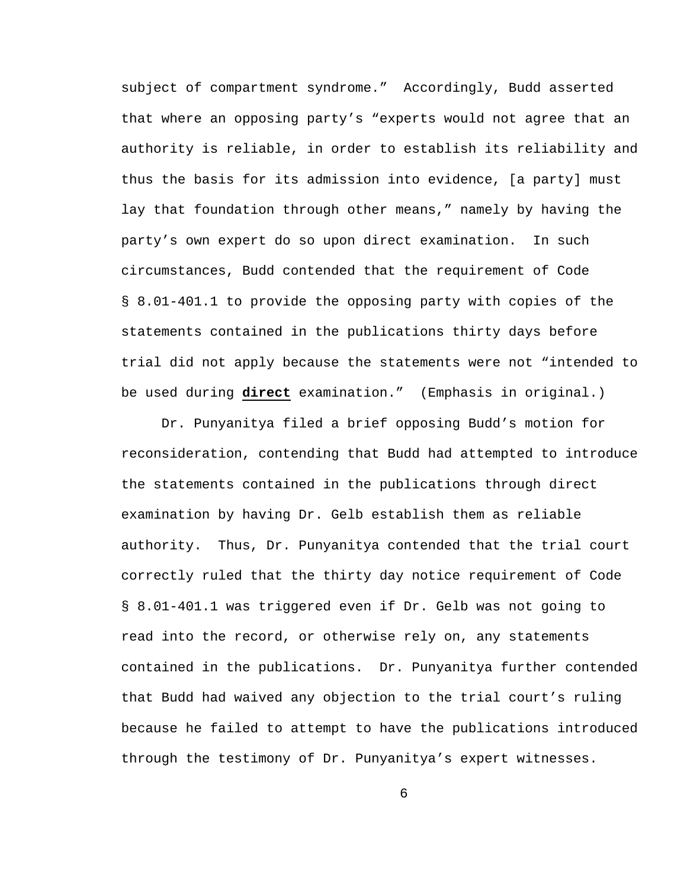subject of compartment syndrome." Accordingly, Budd asserted that where an opposing party's "experts would not agree that an authority is reliable, in order to establish its reliability and thus the basis for its admission into evidence, [a party] must lay that foundation through other means," namely by having the party's own expert do so upon direct examination. In such circumstances, Budd contended that the requirement of Code § 8.01-401.1 to provide the opposing party with copies of the statements contained in the publications thirty days before trial did not apply because the statements were not "intended to be used during **direct** examination." (Emphasis in original.)

Dr. Punyanitya filed a brief opposing Budd's motion for reconsideration, contending that Budd had attempted to introduce the statements contained in the publications through direct examination by having Dr. Gelb establish them as reliable authority. Thus, Dr. Punyanitya contended that the trial court correctly ruled that the thirty day notice requirement of Code § 8.01-401.1 was triggered even if Dr. Gelb was not going to read into the record, or otherwise rely on, any statements contained in the publications. Dr. Punyanitya further contended that Budd had waived any objection to the trial court's ruling because he failed to attempt to have the publications introduced through the testimony of Dr. Punyanitya's expert witnesses.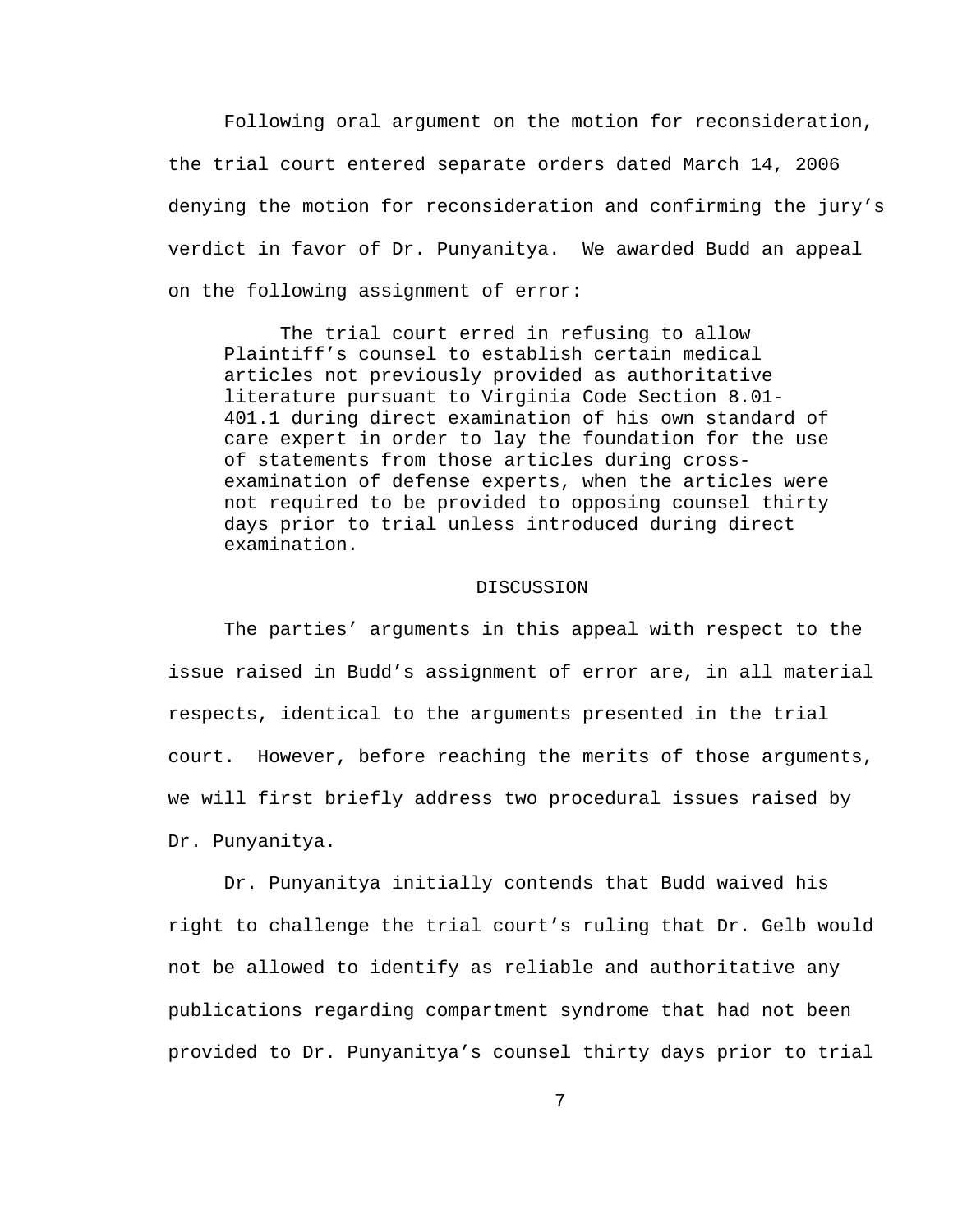Following oral argument on the motion for reconsideration, the trial court entered separate orders dated March 14, 2006 denying the motion for reconsideration and confirming the jury's verdict in favor of Dr. Punyanitya. We awarded Budd an appeal on the following assignment of error:

> The trial court erred in refusing to allow Plaintiff's counsel to establish certain medical articles not previously provided as authoritative literature pursuant to Virginia Code Section 8.01-401.1 during direct examination of his own standard of care expert in order to lay the foundation for the use of statements from those articles during cross-examination of defense experts, when the articles were not required to be provided to opposing counsel thirty days prior to trial unless introduced during direct examination.

## DISCUSSION

The parties' arguments in this appeal with respect to the issue raised in Budd's assignment of error are, in all material respects, identical to the arguments presented in the trial court. However, before reaching the merits of those arguments, we will first briefly address two procedural issues raised by Dr. Punyanitya.

Dr. Punyanitya initially contends that Budd waived his right to challenge the trial court's ruling that Dr. Gelb would not be allowed to identify as reliable and authoritative any publications regarding compartment syndrome that had not been provided to Dr. Punyanitya's counsel thirty days prior to trial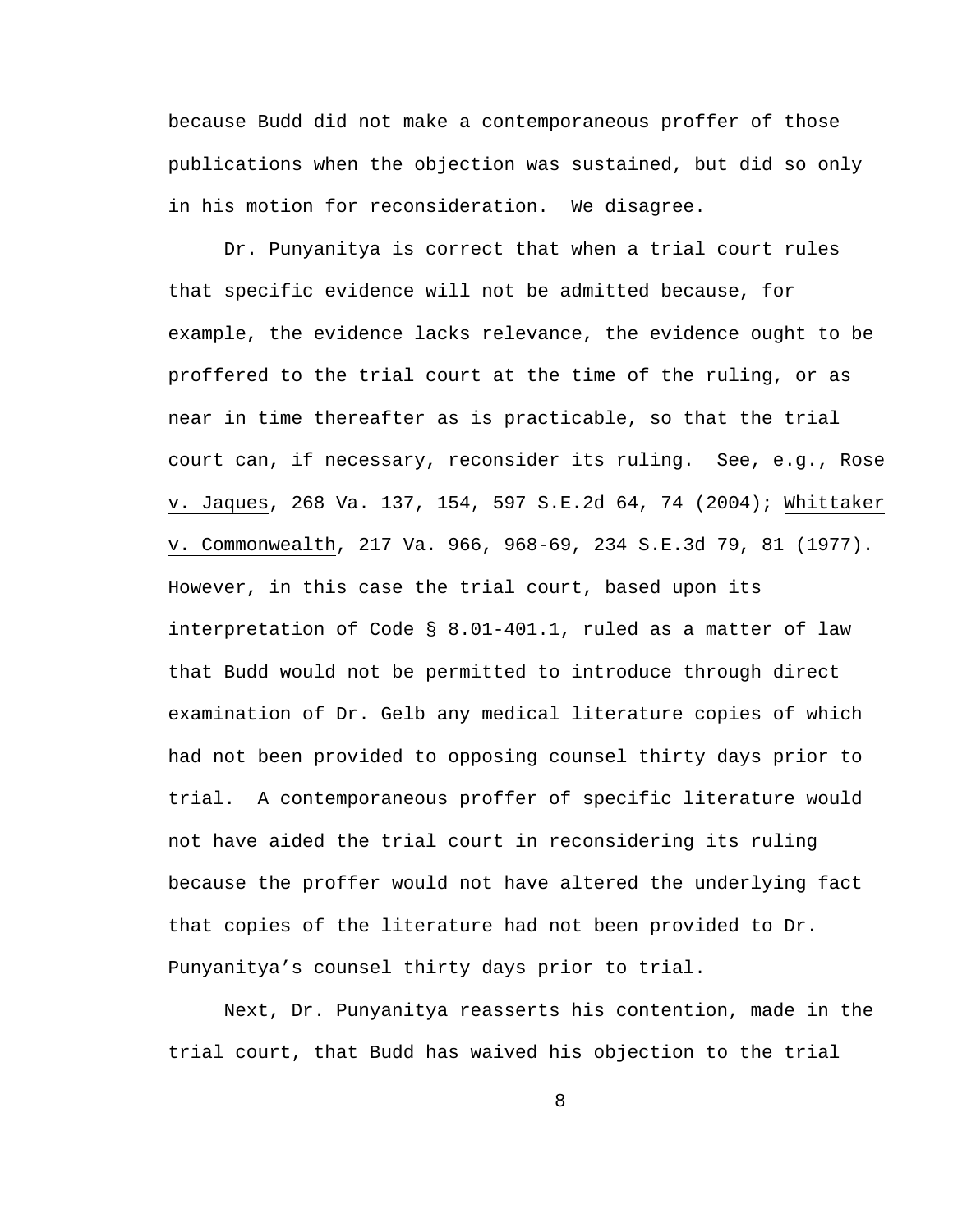because Budd did not make a contemporaneous proffer of those publications when the objection was sustained, but did so only in his motion for reconsideration. We disagree.

Dr. Punyanitya is correct that when a trial court rules that specific evidence will not be admitted because, for example, the evidence lacks relevance, the evidence ought to be proffered to the trial court at the time of the ruling, or as near in time thereafter as is practicable, so that the trial court can, if necessary, reconsider its ruling. See, e.g., Rose v. Jaques, 268 Va. 137, 154, 597 S.E.2d 64, 74 (2004); Whittaker v. Commonwealth, 217 Va. 966, 968-69, 234 S.E.3d 79, 81 (1977). However, in this case the trial court, based upon its interpretation of Code § 8.01-401.1, ruled as a matter of law that Budd would not be permitted to introduce through direct examination of Dr. Gelb any medical literature copies of which had not been provided to opposing counsel thirty days prior to trial. A contemporaneous proffer of specific literature would not have aided the trial court in reconsidering its ruling because the proffer would not have altered the underlying fact that copies of the literature had not been provided to Dr. Punyanitya's counsel thirty days prior to trial.

Next, Dr. Punyanitya reasserts his contention, made in the trial court, that Budd has waived his objection to the trial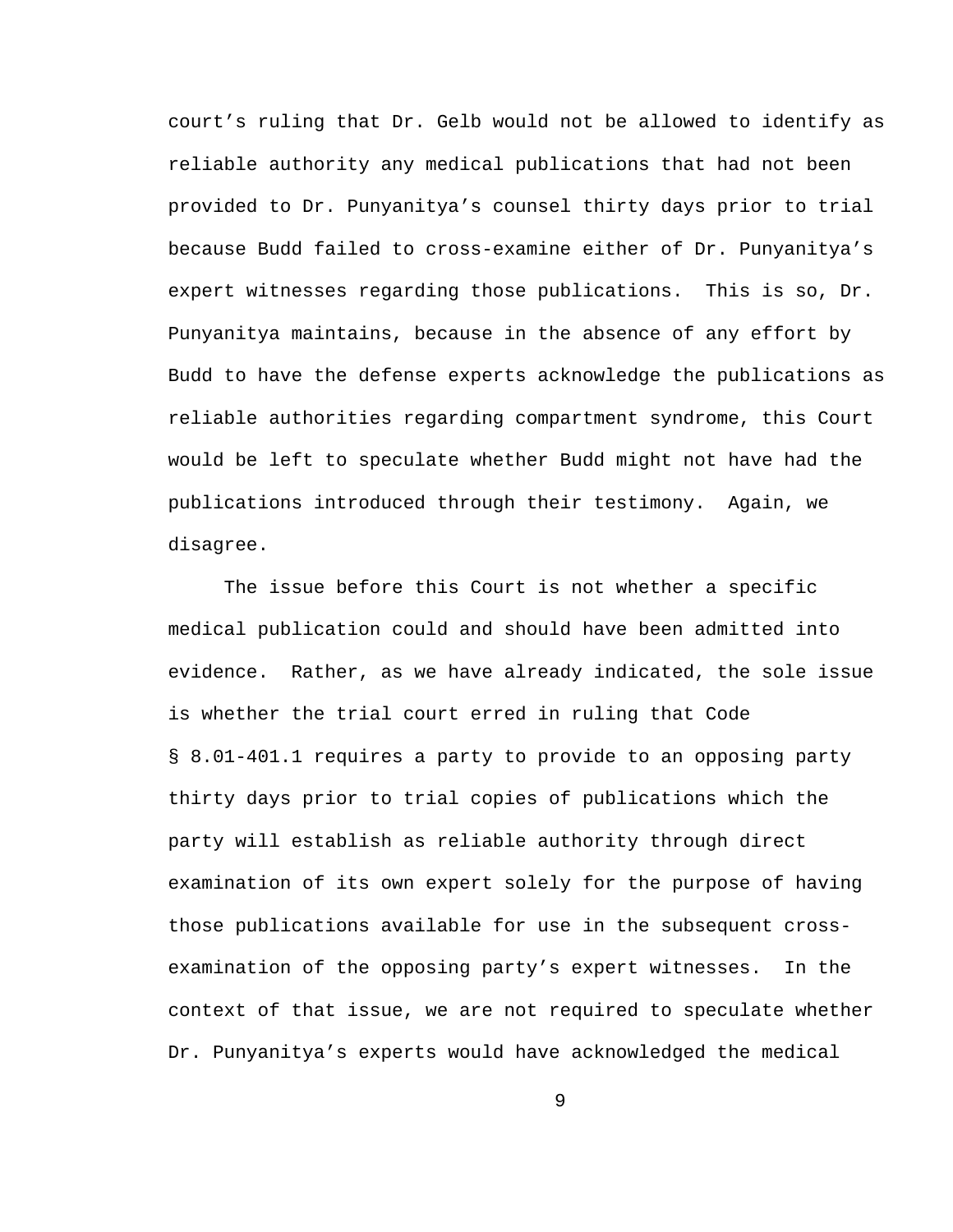court's ruling that Dr. Gelb would not be allowed to identify as reliable authority any medical publications that had not been provided to Dr. Punyanitya's counsel thirty days prior to trial because Budd failed to cross-examine either of Dr. Punyanitya's expert witnesses regarding those publications. This is so, Dr. Punyanitya maintains, because in the absence of any effort by Budd to have the defense experts acknowledge the publications as reliable authorities regarding compartment syndrome, this Court would be left to speculate whether Budd might not have had the publications introduced through their testimony. Again, we disagree.

The issue before this Court is not whether a specific medical publication could and should have been admitted into evidence. Rather, as we have already indicated, the sole issue is whether the trial court erred in ruling that Code § 8.01-401.1 requires a party to provide to an opposing party thirty days prior to trial copies of publications which the party will establish as reliable authority through direct examination of its own expert solely for the purpose of having those publications available for use in the subsequent cross-examination of the opposing party's expert witnesses. In the context of that issue, we are not required to speculate whether Dr. Punyanitya's experts would have acknowledged the medical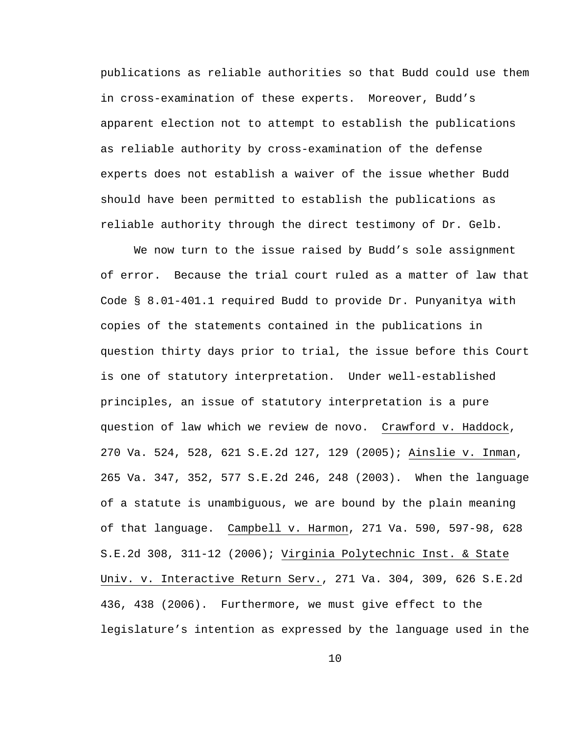publications as reliable authorities so that Budd could use them in cross-examination of these experts. Moreover, Budd's apparent election not to attempt to establish the publications as reliable authority by cross-examination of the defense experts does not establish a waiver of the issue whether Budd should have been permitted to establish the publications as reliable authority through the direct testimony of Dr. Gelb.

We now turn to the issue raised by Budd's sole assignment of error. Because the trial court ruled as a matter of law that Code § 8.01-401.1 required Budd to provide Dr. Punyanitya with copies of the statements contained in the publications in question thirty days prior to trial, the issue before this Court is one of statutory interpretation. Under well-established principles, an issue of statutory interpretation is a pure question of law which we review de novo. Crawford v. Haddock, 270 Va. 524, 528, 621 S.E.2d 127, 129 (2005); Ainslie v. Inman, 265 Va. 347, 352, 577 S.E.2d 246, 248 (2003). When the language of a statute is unambiguous, we are bound by the plain meaning of that language. Campbell v. Harmon, 271 Va. 590, 597-98, 628 S.E.2d 308, 311-12 (2006); Virginia Polytechnic Inst. & State Univ. v. Interactive Return Serv., 271 Va. 304, 309, 626 S.E.2d 436, 438 (2006). Furthermore, we must give effect to the legislature's intention as expressed by the language used in the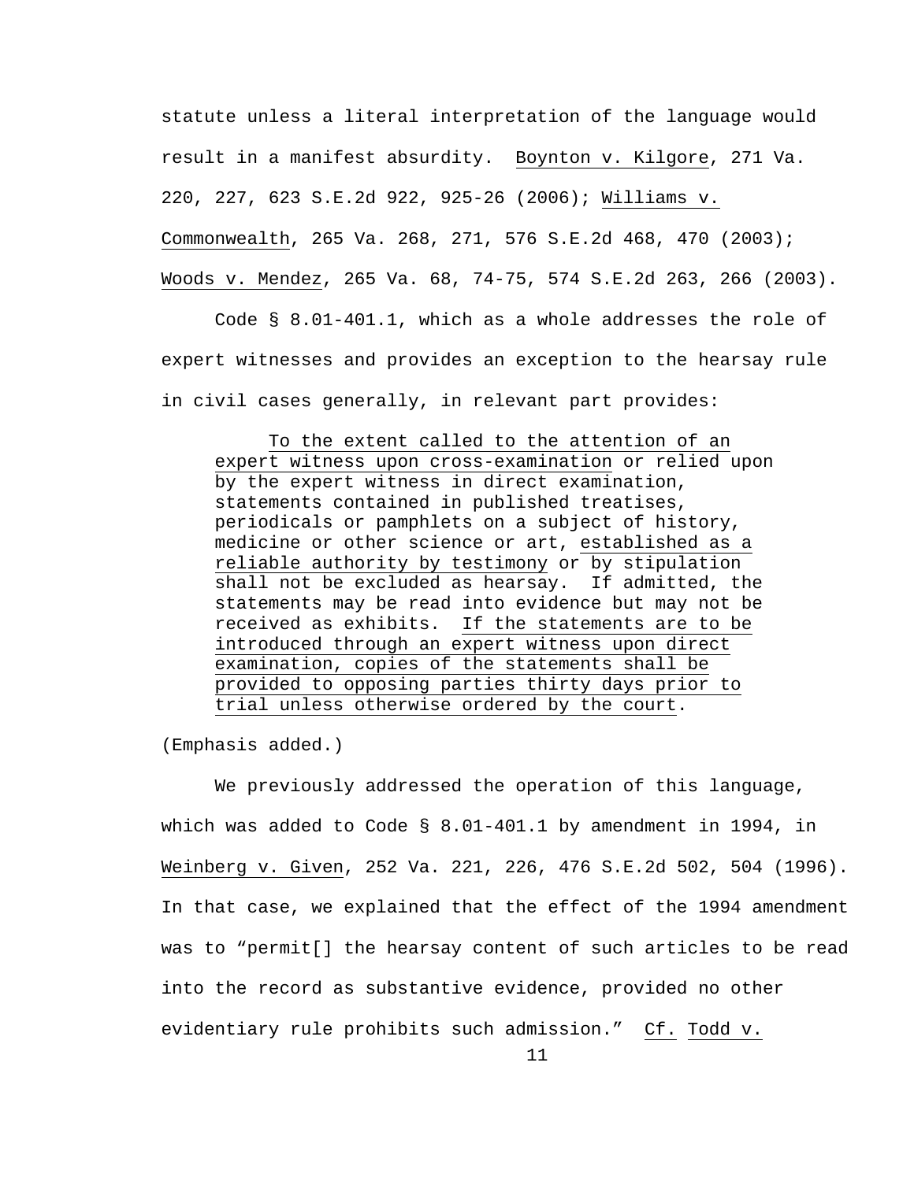statute unless a literal interpretation of the language would result in a manifest absurdity. Boynton v. Kilgore, 271 Va. 220, 227, 623 S.E.2d 922, 925-26 (2006); Williams v. Commonwealth, 265 Va. 268, 271, 576 S.E.2d 468, 470 (2003); Woods v. Mendez, 265 Va. 68, 74-75, 574 S.E.2d 263, 266 (2003).

Code § 8.01-401.1, which as a whole addresses the role of expert witnesses and provides an exception to the hearsay rule in civil cases generally, in relevant part provides:

> To the extent called to the attention of an expert witness upon cross-examination or relied upon by the expert witness in direct examination, statements contained in published treatises, periodicals or pamphlets on a subject of history, medicine or other science or art, established as a reliable authority by testimony or by stipulation shall not be excluded as hearsay. If admitted, the statements may be read into evidence but may not be received as exhibits. If the statements are to be introduced through an expert witness upon direct examination, copies of the statements shall be provided to opposing parties thirty days prior to trial unless otherwise ordered by the court.

(Emphasis added.)

We previously addressed the operation of this language, which was added to Code § 8.01-401.1 by amendment in 1994, in Weinberg v. Given, 252 Va. 221, 226, 476 S.E.2d 502, 504 (1996). In that case, we explained that the effect of the 1994 amendment was to "permit[] the hearsay content of such articles to be read into the record as substantive evidence, provided no other evidentiary rule prohibits such admission." Cf. Todd v.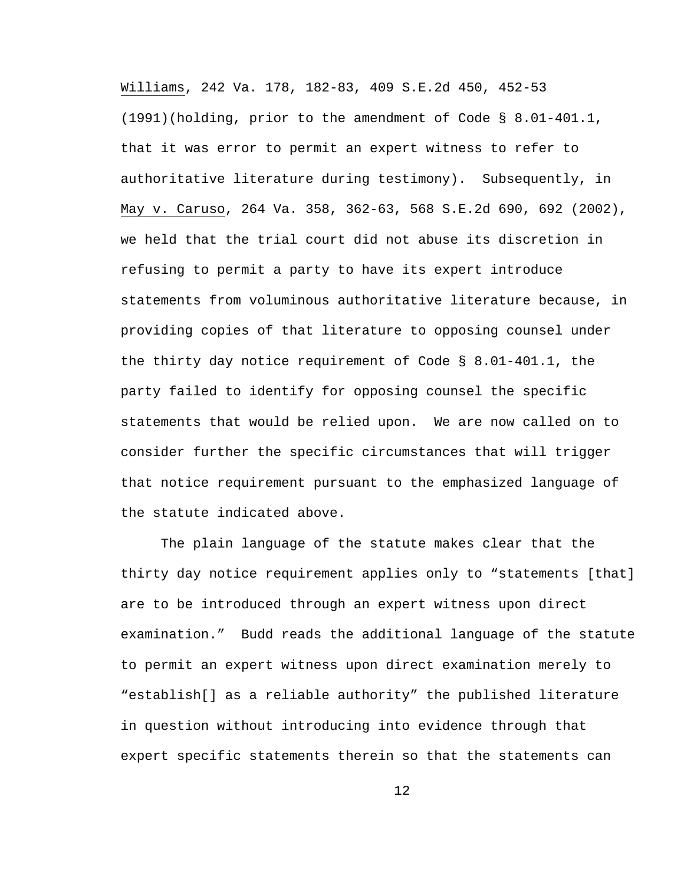_Williams_, 242 Va. 178, 182-83, 409 S.E.2d 450, 452-53 (1991)(holding, prior to the amendment of Code § 8.01-401.1, that it was error to permit an expert witness to refer to authoritative literature during testimony). Subsequently, in _May v. Caruso_, 264 Va. 358, 362-63, 568 S.E.2d 690, 692 (2002), we held that the trial court did not abuse its discretion in refusing to permit a party to have its expert introduce statements from voluminous authoritative literature because, in providing copies of that literature to opposing counsel under the thirty day notice requirement of Code § 8.01-401.1, the party failed to identify for opposing counsel the specific statements that would be relied upon. We are now called on to consider further the specific circumstances that will trigger that notice requirement pursuant to the emphasized language of the statute indicated above.

The plain language of the statute makes clear that the thirty day notice requirement applies only to "statements [that] are to be introduced through an expert witness upon direct examination." Budd reads the additional language of the statute to permit an expert witness upon direct examination merely to "establish[] as a reliable authority" the published literature in question without introducing into evidence through that expert specific statements therein so that the statements can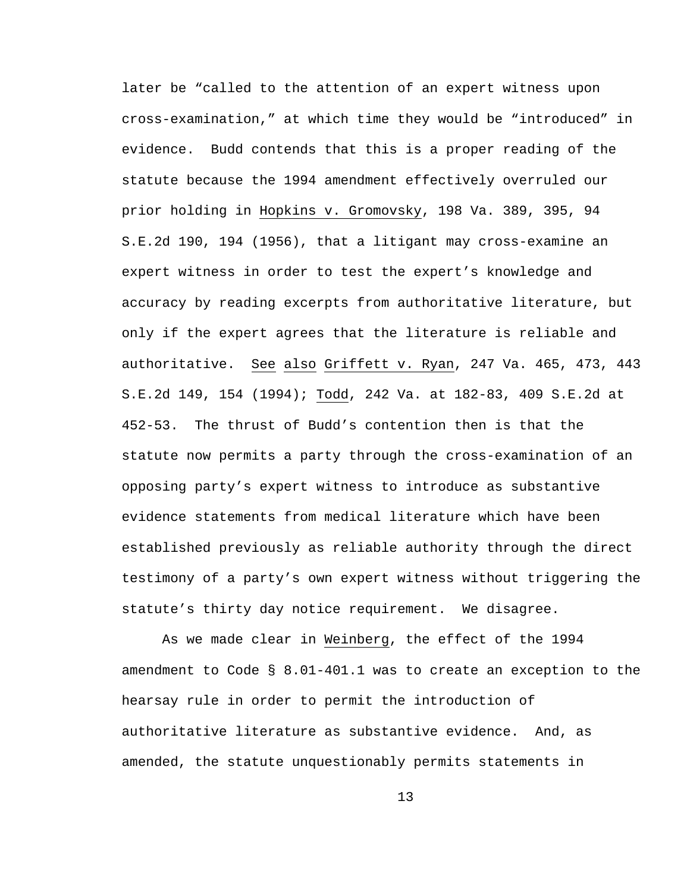later be "called to the attention of an expert witness upon cross-examination," at which time they would be "introduced" in evidence. Budd contends that this is a proper reading of the statute because the 1994 amendment effectively overruled our prior holding in Hopkins v. Gromovsky, 198 Va. 389, 395, 94 S.E.2d 190, 194 (1956), that a litigant may cross-examine an expert witness in order to test the expert's knowledge and accuracy by reading excerpts from authoritative literature, but only if the expert agrees that the literature is reliable and authoritative. See also Griffett v. Ryan, 247 Va. 465, 473, 443 S.E.2d 149, 154 (1994); Todd, 242 Va. at 182-83, 409 S.E.2d at 452-53. The thrust of Budd's contention then is that the statute now permits a party through the cross-examination of an opposing party's expert witness to introduce as substantive evidence statements from medical literature which have been established previously as reliable authority through the direct testimony of a party's own expert witness without triggering the statute's thirty day notice requirement. We disagree.

As we made clear in Weinberg, the effect of the 1994 amendment to Code § 8.01-401.1 was to create an exception to the hearsay rule in order to permit the introduction of authoritative literature as substantive evidence. And, as amended, the statute unquestionably permits statements in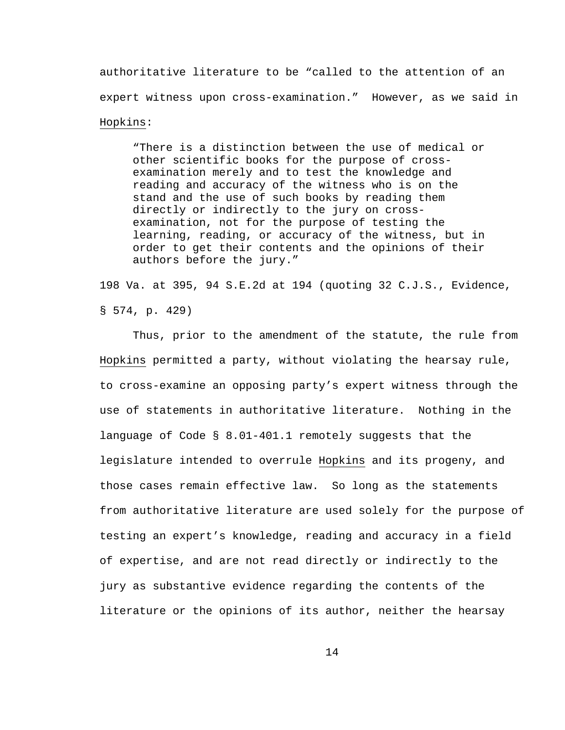authoritative literature to be "called to the attention of an expert witness upon cross-examination." However, as we said in Hopkins:

> "There is a distinction between the use of medical or other scientific books for the purpose of cross-examination merely and to test the knowledge and reading and accuracy of the witness who is on the stand and the use of such books by reading them directly or indirectly to the jury on cross-examination, not for the purpose of testing the learning, reading, or accuracy of the witness, but in order to get their contents and the opinions of their authors before the jury."

198 Va. at 395, 94 S.E.2d at 194 (quoting 32 C.J.S., Evidence, § 574, p. 429)

Thus, prior to the amendment of the statute, the rule from Hopkins permitted a party, without violating the hearsay rule, to cross-examine an opposing party's expert witness through the use of statements in authoritative literature. Nothing in the language of Code § 8.01-401.1 remotely suggests that the legislature intended to overrule Hopkins and its progeny, and those cases remain effective law. So long as the statements from authoritative literature are used solely for the purpose of testing an expert's knowledge, reading and accuracy in a field of expertise, and are not read directly or indirectly to the jury as substantive evidence regarding the contents of the literature or the opinions of its author, neither the hearsay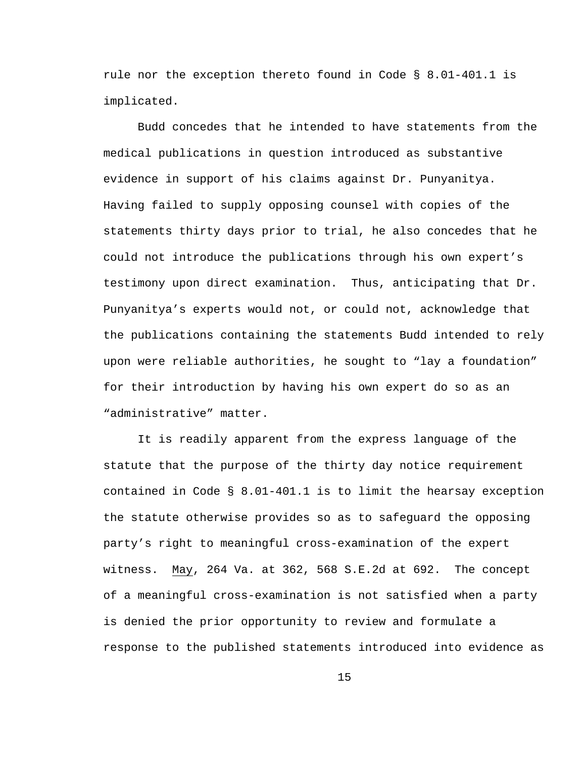rule nor the exception thereto found in Code § 8.01-401.1 is implicated.

Budd concedes that he intended to have statements from the medical publications in question introduced as substantive evidence in support of his claims against Dr. Punyanitya. Having failed to supply opposing counsel with copies of the statements thirty days prior to trial, he also concedes that he could not introduce the publications through his own expert's testimony upon direct examination. Thus, anticipating that Dr. Punyanitya's experts would not, or could not, acknowledge that the publications containing the statements Budd intended to rely upon were reliable authorities, he sought to "lay a foundation" for their introduction by having his own expert do so as an "administrative" matter.

It is readily apparent from the express language of the statute that the purpose of the thirty day notice requirement contained in Code § 8.01-401.1 is to limit the hearsay exception the statute otherwise provides so as to safeguard the opposing party's right to meaningful cross-examination of the expert witness. May, 264 Va. at 362, 568 S.E.2d at 692. The concept of a meaningful cross-examination is not satisfied when a party is denied the prior opportunity to review and formulate a response to the published statements introduced into evidence as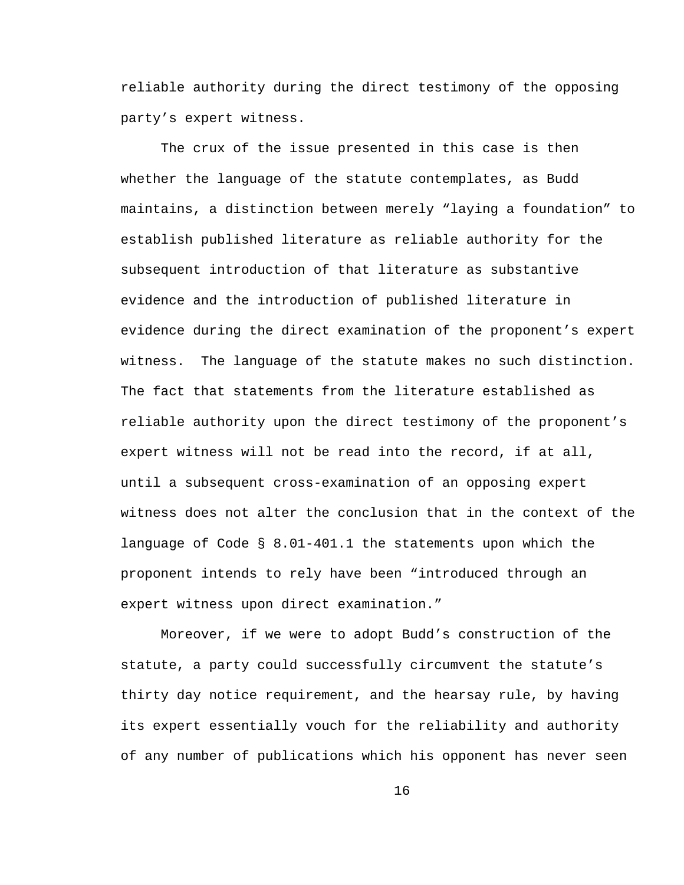reliable authority during the direct testimony of the opposing party’s expert witness.

The crux of the issue presented in this case is then whether the language of the statute contemplates, as Budd maintains, a distinction between merely “laying a foundation” to establish published literature as reliable authority for the subsequent introduction of that literature as substantive evidence and the introduction of published literature in evidence during the direct examination of the proponent’s expert witness. The language of the statute makes no such distinction. The fact that statements from the literature established as reliable authority upon the direct testimony of the proponent’s expert witness will not be read into the record, if at all, until a subsequent cross-examination of an opposing expert witness does not alter the conclusion that in the context of the language of Code § 8.01-401.1 the statements upon which the proponent intends to rely have been “introduced through an expert witness upon direct examination.”

Moreover, if we were to adopt Budd’s construction of the statute, a party could successfully circumvent the statute’s thirty day notice requirement, and the hearsay rule, by having its expert essentially vouch for the reliability and authority of any number of publications which his opponent has never seen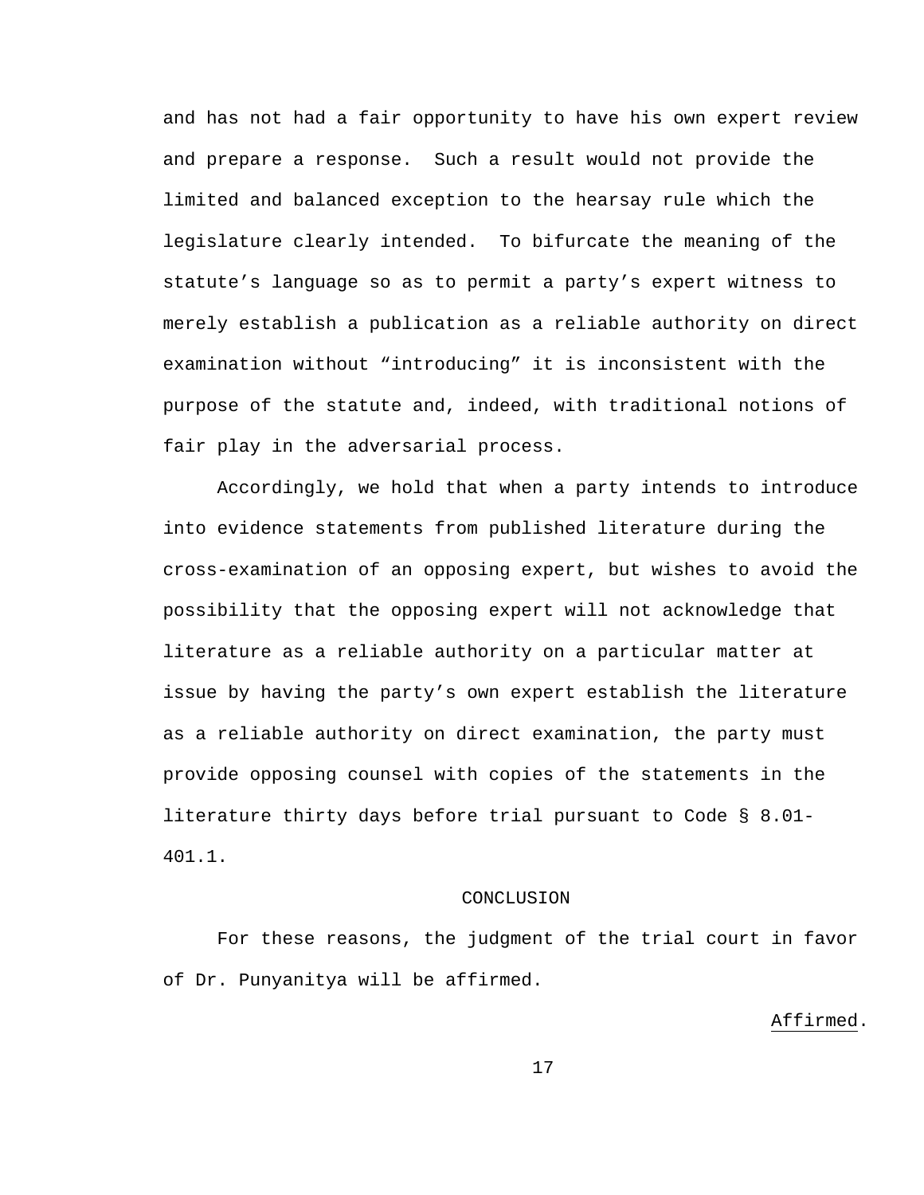and has not had a fair opportunity to have his own expert review and prepare a response. Such a result would not provide the limited and balanced exception to the hearsay rule which the legislature clearly intended. To bifurcate the meaning of the statute's language so as to permit a party's expert witness to merely establish a publication as a reliable authority on direct examination without "introducing" it is inconsistent with the purpose of the statute and, indeed, with traditional notions of fair play in the adversarial process.

Accordingly, we hold that when a party intends to introduce into evidence statements from published literature during the cross-examination of an opposing expert, but wishes to avoid the possibility that the opposing expert will not acknowledge that literature as a reliable authority on a particular matter at issue by having the party's own expert establish the literature as a reliable authority on direct examination, the party must provide opposing counsel with copies of the statements in the literature thirty days before trial pursuant to Code § 8.01-401.1.

CONCLUSION

For these reasons, the judgment of the trial court in favor of Dr. Punyanitya will be affirmed.

Affirmed.